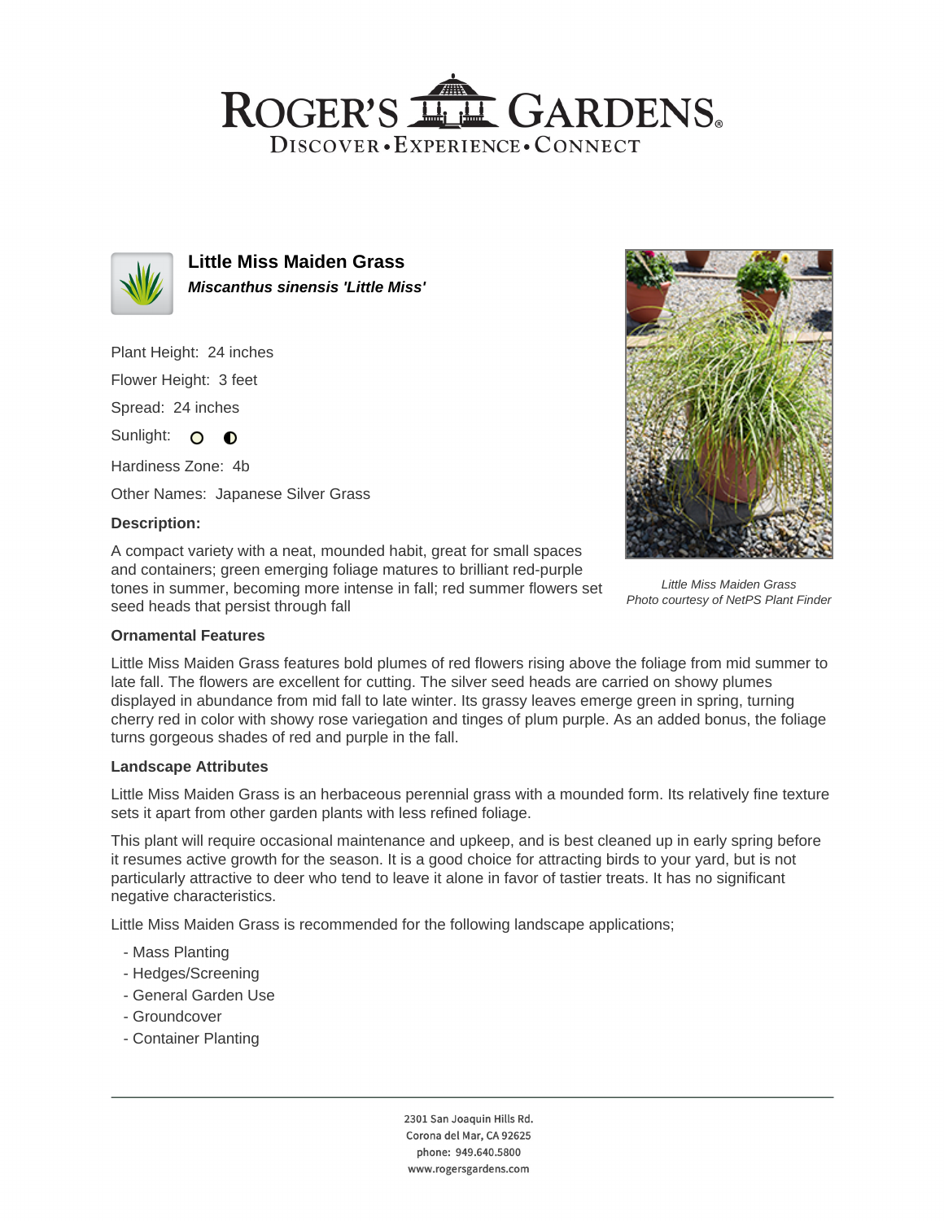# ROGER'S GARDENS

DISCOVER • EXPERIENCE • CONNECT

## Little Miss Maiden Grass

***Miscanthus sinensis 'Little Miss'***

Plant Height: 24 inches

Flower Height: 3 feet

Spread: 24 inches

Sunlight:

Hardiness Zone: 4b

Other Names: Japanese Silver Grass

**Description:**

A compact variety with a neat, mounded habit, great for small spaces and containers; green emerging foliage matures to brilliant red-purple tones in summer, becoming more intense in fall; red summer flowers set seed heads that persist through fall

*Little Miss Maiden Grass*
*Photo courtesy of NetPS Plant Finder*

### Ornamental Features

Little Miss Maiden Grass features bold plumes of red flowers rising above the foliage from mid summer to late fall. The flowers are excellent for cutting. The silver seed heads are carried on showy plumes displayed in abundance from mid fall to late winter. Its grassy leaves emerge green in spring, turning cherry red in color with showy rose variegation and tinges of plum purple. As an added bonus, the foliage turns gorgeous shades of red and purple in the fall.

### Landscape Attributes

Little Miss Maiden Grass is an herbaceous perennial grass with a mounded form. Its relatively fine texture sets it apart from other garden plants with less refined foliage.

This plant will require occasional maintenance and upkeep, and is best cleaned up in early spring before it resumes active growth for the season. It is a good choice for attracting birds to your yard, but is not particularly attractive to deer who tend to leave it alone in favor of tastier treats. It has no significant negative characteristics.

Little Miss Maiden Grass is recommended for the following landscape applications;

- Mass Planting
- Hedges/Screening
- General Garden Use
- Groundcover
- Container Planting

2301 San Joaquin Hills Rd.
Corona del Mar, CA 92625
phone: 949.640.5800
www.rogersgardens.com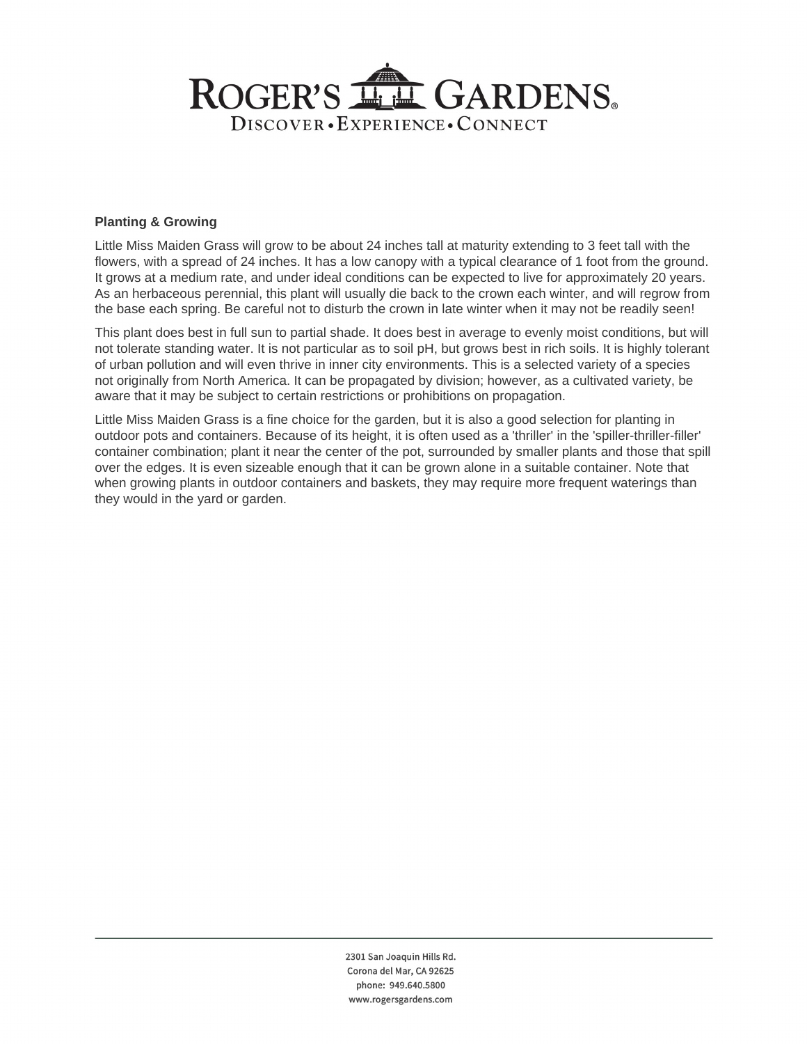**Planting & Growing**

Little Miss Maiden Grass will grow to be about 24 inches tall at maturity extending to 3 feet tall with the flowers, with a spread of 24 inches. It has a low canopy with a typical clearance of 1 foot from the ground. It grows at a medium rate, and under ideal conditions can be expected to live for approximately 20 years. As an herbaceous perennial, this plant will usually die back to the crown each winter, and will regrow from the base each spring. Be careful not to disturb the crown in late winter when it may not be readily seen!

This plant does best in full sun to partial shade. It does best in average to evenly moist conditions, but will not tolerate standing water. It is not particular as to soil pH, but grows best in rich soils. It is highly tolerant of urban pollution and will even thrive in inner city environments. This is a selected variety of a species not originally from North America. It can be propagated by division; however, as a cultivated variety, be aware that it may be subject to certain restrictions or prohibitions on propagation.

Little Miss Maiden Grass is a fine choice for the garden, but it is also a good selection for planting in outdoor pots and containers. Because of its height, it is often used as a 'thriller' in the 'spiller-thriller-filler' container combination; plant it near the center of the pot, surrounded by smaller plants and those that spill over the edges. It is even sizeable enough that it can be grown alone in a suitable container. Note that when growing plants in outdoor containers and baskets, they may require more frequent waterings than they would in the yard or garden.